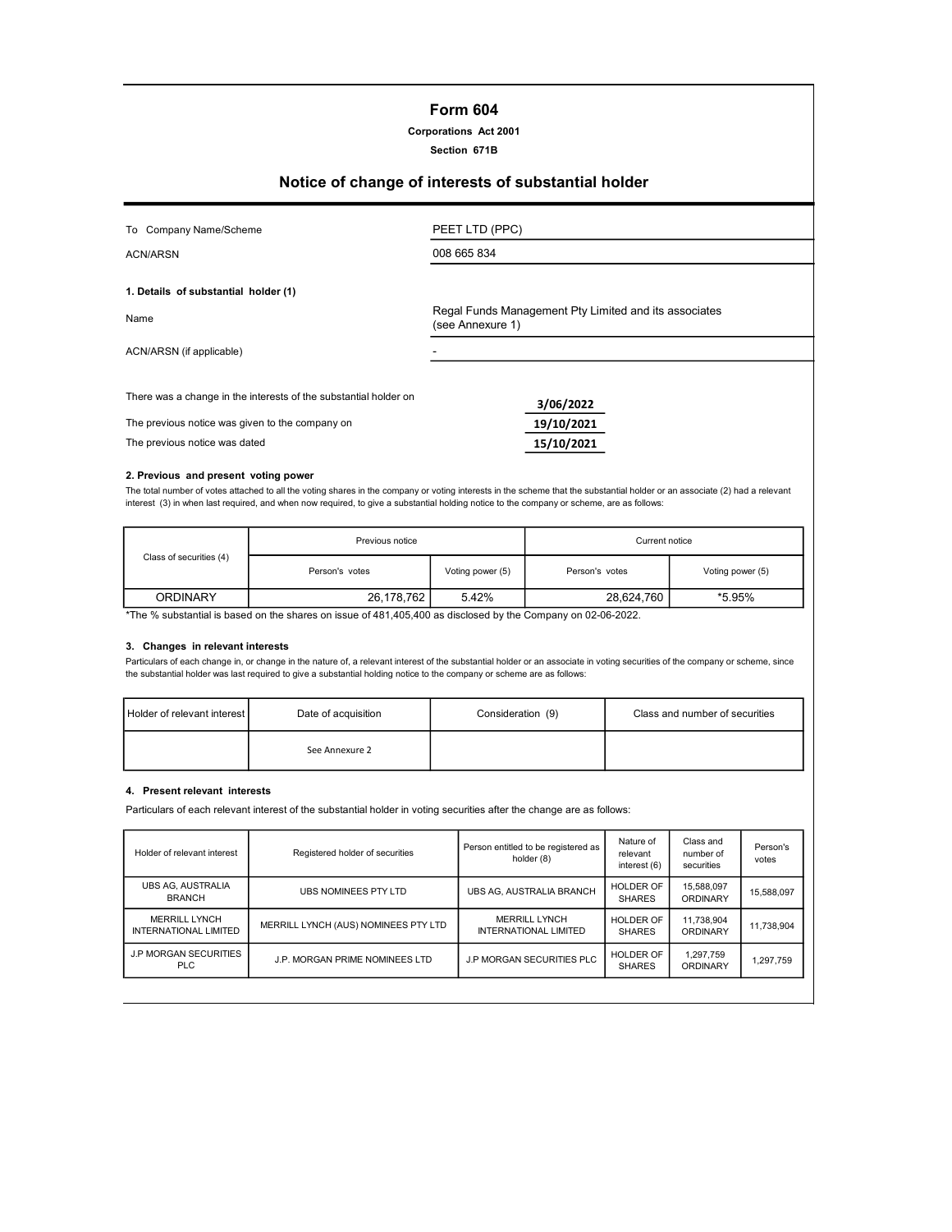# Form 604

**Corporations Act 2001**

**Section 671B**

## Notice of change of interests of substantial holder

| | |
|---|---|
| To Company Name/Scheme | PEET LTD (PPC) |
| ACN/ARSN | 008 665 834 |

### 1. Details of substantial holder (1)

| | |
|---|---|
| Name | Regal Funds Management Pty Limited and its associates (see Annexure 1) |
| ACN/ARSN (if applicable) | - |

| | |
|---|---|
| There was a change in the interests of the substantial holder on | 3/06/2022 |
| The previous notice was given to the company on | 19/10/2021 |
| The previous notice was dated | 15/10/2021 |

### 2. Previous and present voting power

The total number of votes attached to all the voting shares in the company or voting interests in the scheme that the substantial holder or an associate (2) had a relevant interest (3) in when last required, and when now required, to give a substantial holding notice to the company or scheme, are as follows:

| Class of securities (4) | Previous notice | | Current notice | |
|---|---|---|---|---|
| | Person's votes | Voting power (5) | Person's votes | Voting power (5) |
| ORDINARY | 26,178,762 | 5.42% | 28,624,760 | *5.95% |

*The % substantial is based on the shares on issue of 481,405,400 as disclosed by the Company on 02-06-2022.

### 3. Changes in relevant interests

Particulars of each change in, or change in the nature of, a relevant interest of the substantial holder or an associate in voting securities of the company or scheme, since the substantial holder was last required to give a substantial holding notice to the company or scheme are as follows:

| Holder of relevant interest | Date of acquisition | Consideration (9) | Class and number of securities |
|---|---|---|---|
| | See Annexure 2 | | |

### 4. Present relevant interests

Particulars of each relevant interest of the substantial holder in voting securities after the change are as follows:

| Holder of relevant interest | Registered holder of securities | Person entitled to be registered as holder (8) | Nature of relevant interest (6) | Class and number of securities | Person's votes |
|---|---|---|---|---|---|
| UBS AG, AUSTRALIA BRANCH | UBS NOMINEES PTY LTD | UBS AG, AUSTRALIA BRANCH | HOLDER OF SHARES | 15,588,097 ORDINARY | 15,588,097 |
| MERRILL LYNCH INTERNATIONAL LIMITED | MERRILL LYNCH (AUS) NOMINEES PTY LTD | MERRILL LYNCH INTERNATIONAL LIMITED | HOLDER OF SHARES | 11,738,904 ORDINARY | 11,738,904 |
| J.P MORGAN SECURITIES PLC | J.P. MORGAN PRIME NOMINEES LTD | J.P MORGAN SECURITIES PLC | HOLDER OF SHARES | 1,297,759 ORDINARY | 1,297,759 |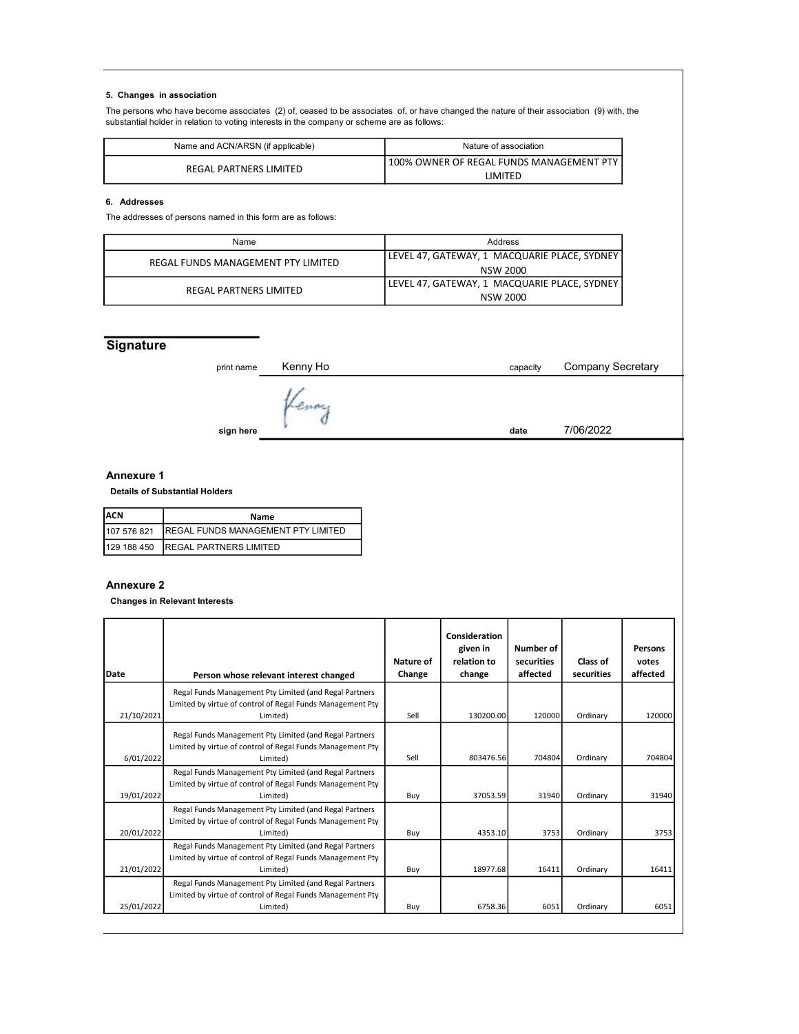### 5. Changes in association

The persons who have become associates (2) of, ceased to be associates of, or have changed the nature of their association (9) with, the substantial holder in relation to voting interests in the company or scheme are as follows:

| Name and ACN/ARSN (if applicable) | Nature of association |
|---|---|
| REGAL PARTNERS LIMITED | 100% OWNER OF REGAL FUNDS MANAGEMENT PTY LIMITED |

### 6. Addresses

The addresses of persons named in this form are as follows:

| Name | Address |
|---|---|
| REGAL FUNDS MANAGEMENT PTY LIMITED | LEVEL 47, GATEWAY, 1 MACQUARIE PLACE, SYDNEY NSW 2000 |
| REGAL PARTNERS LIMITED | LEVEL 47, GATEWAY, 1 MACQUARIE PLACE, SYDNEY NSW 2000 |

## Signature

print name Kenny Ho capacity Company Secretary

sign here Kenny date 7/06/2022

## Annexure 1

**Details of Substantial Holders**

| ACN | Name |
|---|---|
| 107 576 821 | REGAL FUNDS MANAGEMENT PTY LIMITED |
| 129 188 450 | REGAL PARTNERS LIMITED |

## Annexure 2

**Changes in Relevant Interests**

| Date | Person whose relevant interest changed | Nature of Change | Consideration given in relation to change | Number of securities affected | Class of securities | Persons votes affected |
|---|---|---|---|---|---|---|
| 21/10/2021 | Regal Funds Management Pty Limited (and Regal Partners Limited by virtue of control of Regal Funds Management Pty Limited) | Sell | 130200.00 | 120000 | Ordinary | 120000 |
| 6/01/2022 | Regal Funds Management Pty Limited (and Regal Partners Limited by virtue of control of Regal Funds Management Pty Limited) | Sell | 803476.56 | 704804 | Ordinary | 704804 |
| 19/01/2022 | Regal Funds Management Pty Limited (and Regal Partners Limited by virtue of control of Regal Funds Management Pty Limited) | Buy | 37053.59 | 31940 | Ordinary | 31940 |
| 20/01/2022 | Regal Funds Management Pty Limited (and Regal Partners Limited by virtue of control of Regal Funds Management Pty Limited) | Buy | 4353.10 | 3753 | Ordinary | 3753 |
| 21/01/2022 | Regal Funds Management Pty Limited (and Regal Partners Limited by virtue of control of Regal Funds Management Pty Limited) | Buy | 18977.68 | 16411 | Ordinary | 16411 |
| 25/01/2022 | Regal Funds Management Pty Limited (and Regal Partners Limited by virtue of control of Regal Funds Management Pty Limited) | Buy | 6758.36 | 6051 | Ordinary | 6051 |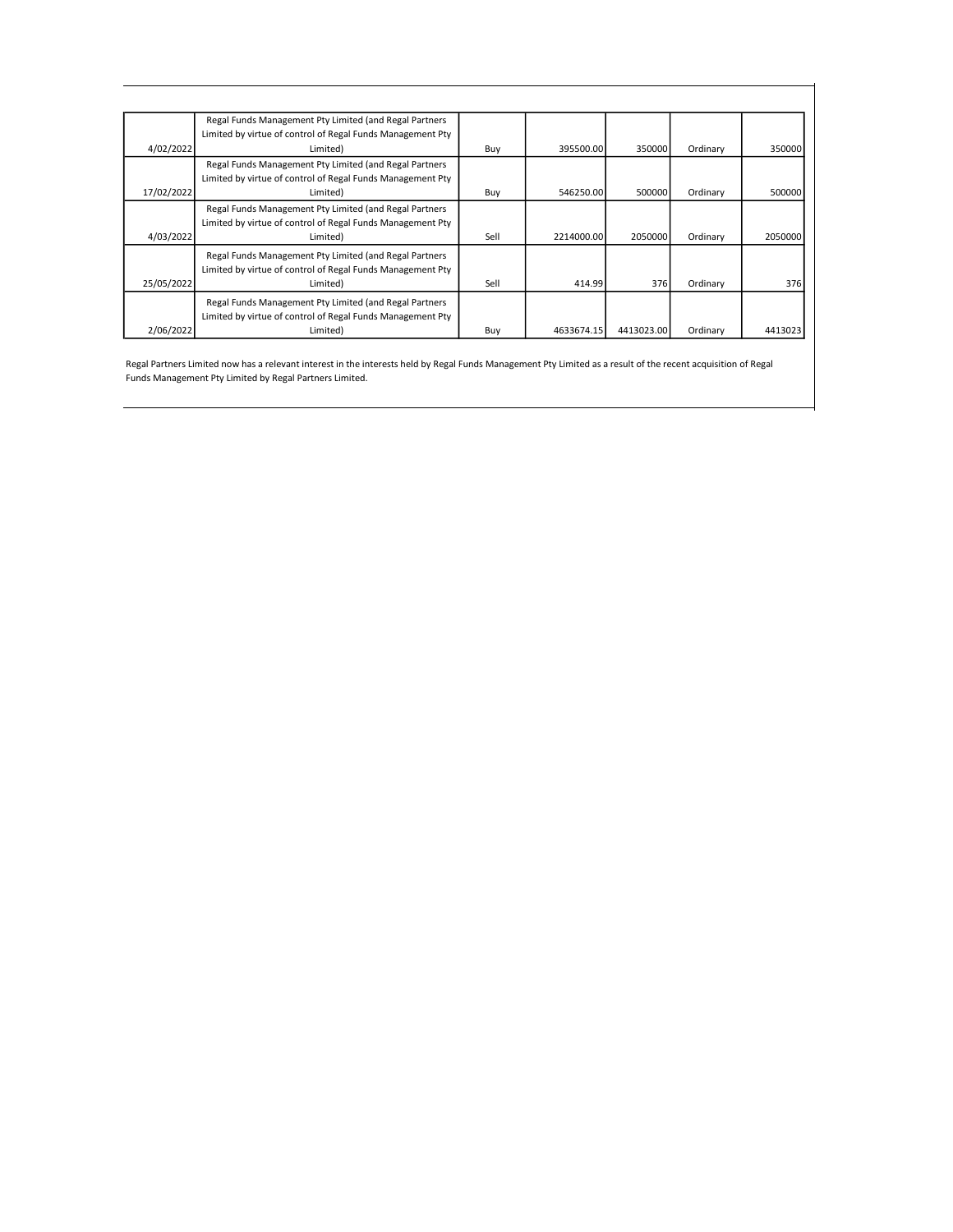| | | | | | | |
|---|---|---|---|---|---|---|
| 4/02/2022 | Regal Funds Management Pty Limited (and Regal Partners Limited by virtue of control of Regal Funds Management Pty Limited) | Buy | 395500.00 | 350000 | Ordinary | 350000 |
| 17/02/2022 | Regal Funds Management Pty Limited (and Regal Partners Limited by virtue of control of Regal Funds Management Pty Limited) | Buy | 546250.00 | 500000 | Ordinary | 500000 |
| 4/03/2022 | Regal Funds Management Pty Limited (and Regal Partners Limited by virtue of control of Regal Funds Management Pty Limited) | Sell | 2214000.00 | 2050000 | Ordinary | 2050000 |
| 25/05/2022 | Regal Funds Management Pty Limited (and Regal Partners Limited by virtue of control of Regal Funds Management Pty Limited) | Sell | 414.99 | 376 | Ordinary | 376 |
| 2/06/2022 | Regal Funds Management Pty Limited (and Regal Partners Limited by virtue of control of Regal Funds Management Pty Limited) | Buy | 4633674.15 | 4413023.00 | Ordinary | 4413023 |

Regal Partners Limited now has a relevant interest in the interests held by Regal Funds Management Pty Limited as a result of the recent acquisition of Regal Funds Management Pty Limited by Regal Partners Limited.